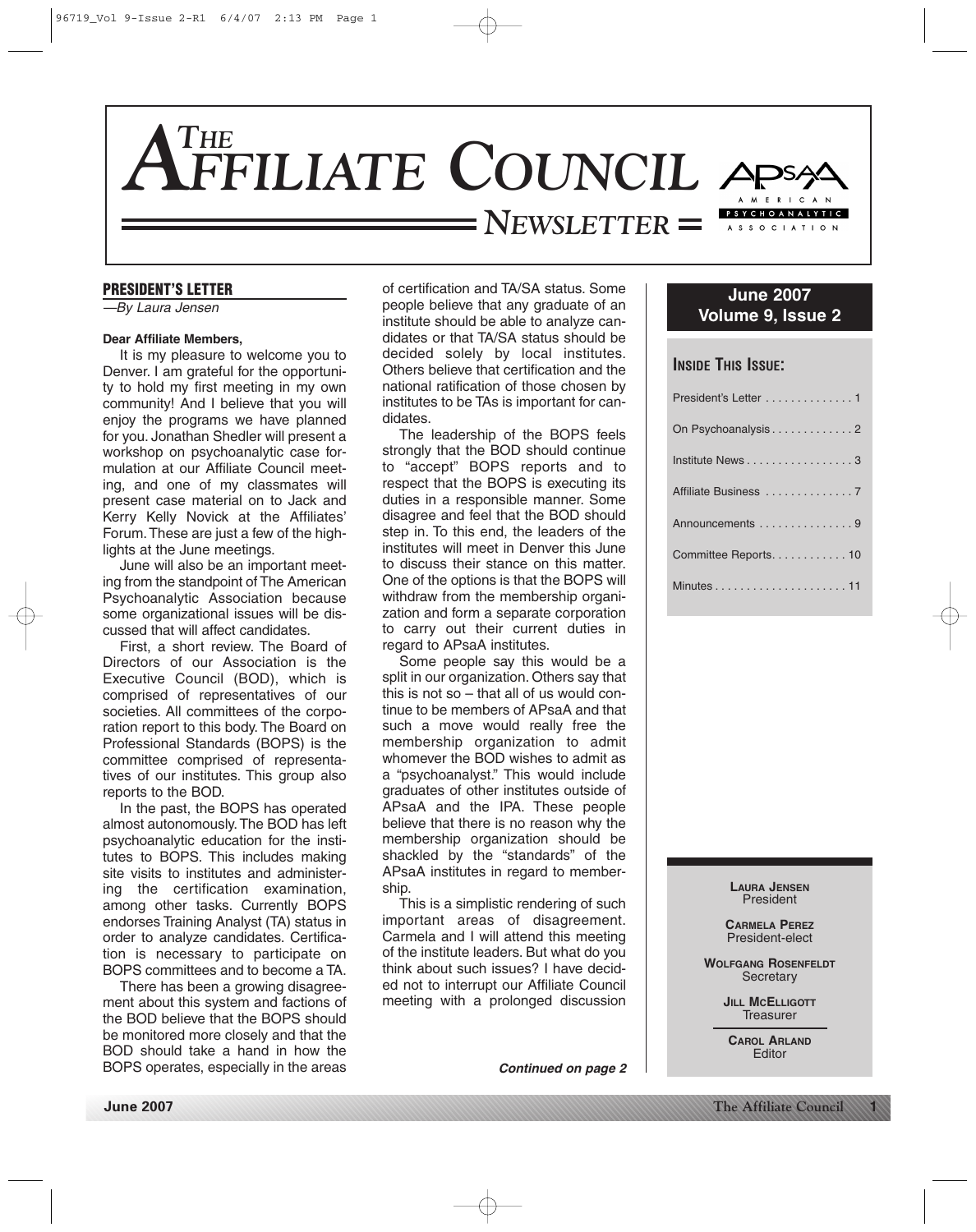# THE AFFILIATE COUNCIL NEWSLETTER

APsaA — American Psychoanalytic Association

**June 2007**
**Volume 9, Issue 2**

## PRESIDENT'S LETTER

*—By Laura Jensen*

**Dear Affiliate Members,**

It is my pleasure to welcome you to Denver. I am grateful for the opportunity to hold my first meeting in my own community! And I believe that you will enjoy the programs we have planned for you. Jonathan Shedler will present a workshop on psychoanalytic case formulation at our Affiliate Council meeting, and one of my classmates will present case material on to Jack and Kerry Kelly Novick at the Affiliates' Forum. These are just a few of the highlights at the June meetings.

June will also be an important meeting from the standpoint of The American Psychoanalytic Association because some organizational issues will be discussed that will affect candidates.

First, a short review. The Board of Directors of our Association is the Executive Council (BOD), which is comprised of representatives of our societies. All committees of the corporation report to this body. The Board on Professional Standards (BOPS) is the committee comprised of representatives of our institutes. This group also reports to the BOD.

In the past, the BOPS has operated almost autonomously. The BOD has left psychoanalytic education for the institutes to BOPS. This includes making site visits to institutes and administering the certification examination, among other tasks. Currently BOPS endorses Training Analyst (TA) status in order to analyze candidates. Certification is necessary to participate on BOPS committees and to become a TA.

There has been a growing disagreement about this system and factions of the BOD believe that the BOPS should be monitored more closely and that the BOD should take a hand in how the BOPS operates, especially in the areas of certification and TA/SA status. Some people believe that any graduate of an institute should be able to analyze candidates or that TA/SA status should be decided solely by local institutes. Others believe that certification and the national ratification of those chosen by institutes to be TAs is important for candidates.

The leadership of the BOPS feels strongly that the BOD should continue to "accept" BOPS reports and to respect that the BOPS is executing its duties in a responsible manner. Some disagree and feel that the BOD should step in. To this end, the leaders of the institutes will meet in Denver this June to discuss their stance on this matter. One of the options is that the BOPS will withdraw from the membership organization and form a separate corporation to carry out their current duties in regard to APsaA institutes.

Some people say this would be a split in our organization. Others say that this is not so – that all of us would continue to be members of APsaA and that such a move would really free the membership organization to admit whomever the BOD wishes to admit as a "psychoanalyst." This would include graduates of other institutes outside of APsaA and the IPA. These people believe that there is no reason why the membership organization should be shackled by the "standards" of the APsaA institutes in regard to membership.

This is a simplistic rendering of such important areas of disagreement. Carmela and I will attend this meeting of the institute leaders. But what do you think about such issues? I have decided not to interrupt our Affiliate Council meeting with a prolonged discussion

***Continued on page 2***

### INSIDE THIS ISSUE:

- President's Letter . . . . . . . . . . . . . . 1
- On Psychoanalysis . . . . . . . . . . . . . 2
- Institute News . . . . . . . . . . . . . . . . . 3
- Affiliate Business . . . . . . . . . . . . . . 7
- Announcements . . . . . . . . . . . . . . . 9
- Committee Reports. . . . . . . . . . . . 10
- Minutes . . . . . . . . . . . . . . . . . . . . 11

**LAURA JENSEN**
President

**CARMELA PEREZ**
President-elect

**WOLFGANG ROSENFELDT**
Secretary

**JILL MCELLIGOTT**
Treasurer

**CAROL ARLAND**
Editor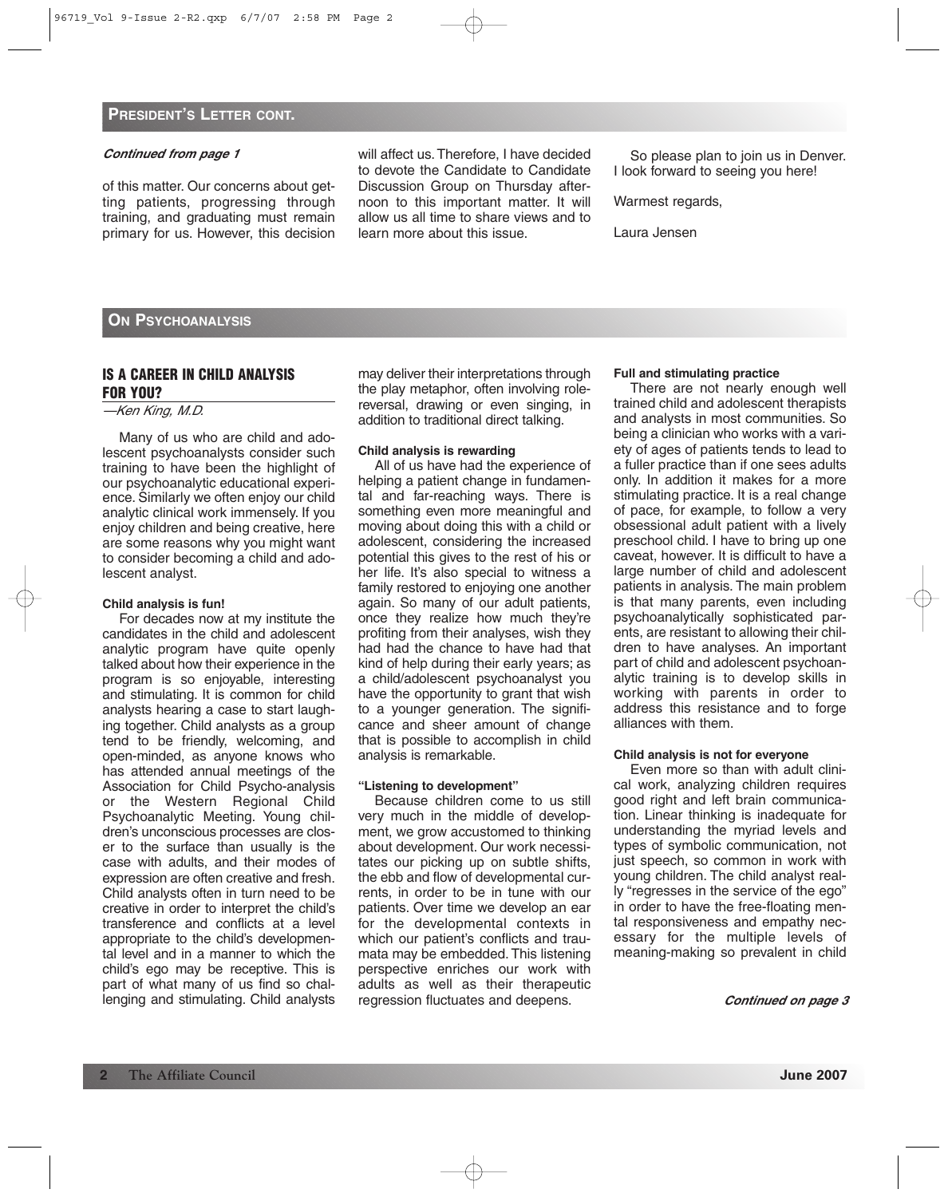## PRESIDENT'S LETTER CONT.

*Continued from page 1*

of this matter. Our concerns about getting patients, progressing through training, and graduating must remain primary for us. However, this decision will affect us. Therefore, I have decided to devote the Candidate to Candidate Discussion Group on Thursday afternoon to this important matter. It will allow us all time to share views and to learn more about this issue.

So please plan to join us in Denver. I look forward to seeing you here!

Warmest regards,

Laura Jensen

## ON PSYCHOANALYSIS

### IS A CAREER IN CHILD ANALYSIS FOR YOU?

*—Ken King, M.D.*

Many of us who are child and adolescent psychoanalysts consider such training to have been the highlight of our psychoanalytic educational experience. Similarly we often enjoy our child analytic clinical work immensely. If you enjoy children and being creative, here are some reasons why you might want to consider becoming a child and adolescent analyst.

**Child analysis is fun!**

For decades now at my institute the candidates in the child and adolescent analytic program have quite openly talked about how their experience in the program is so enjoyable, interesting and stimulating. It is common for child analysts hearing a case to start laughing together. Child analysts as a group tend to be friendly, welcoming, and open-minded, as anyone knows who has attended annual meetings of the Association for Child Psycho-analysis or the Western Regional Child Psychoanalytic Meeting. Young children's unconscious processes are closer to the surface than usually is the case with adults, and their modes of expression are often creative and fresh. Child analysts often in turn need to be creative in order to interpret the child's transference and conflicts at a level appropriate to the child's developmental level and in a manner to which the child's ego may be receptive. This is part of what many of us find so challenging and stimulating. Child analysts may deliver their interpretations through the play metaphor, often involving role-reversal, drawing or even singing, in addition to traditional direct talking.

**Child analysis is rewarding**

All of us have had the experience of helping a patient change in fundamental and far-reaching ways. There is something even more meaningful and moving about doing this with a child or adolescent, considering the increased potential this gives to the rest of his or her life. It's also special to witness a family restored to enjoying one another again. So many of our adult patients, once they realize how much they're profiting from their analyses, wish they had had the chance to have had that kind of help during their early years; as a child/adolescent psychoanalyst you have the opportunity to grant that wish to a younger generation. The significance and sheer amount of change that is possible to accomplish in child analysis is remarkable.

**"Listening to development"**

Because children come to us still very much in the middle of development, we grow accustomed to thinking about development. Our work necessitates our picking up on subtle shifts, the ebb and flow of developmental currents, in order to be in tune with our patients. Over time we develop an ear for the developmental contexts in which our patient's conflicts and traumata may be embedded. This listening perspective enriches our work with adults as well as their therapeutic regression fluctuates and deepens.

**Full and stimulating practice**

There are not nearly enough well trained child and adolescent therapists and analysts in most communities. So being a clinician who works with a variety of ages of patients tends to lead to a fuller practice than if one sees adults only. In addition it makes for a more stimulating practice. It is a real change of pace, for example, to follow a very obsessional adult patient with a lively preschool child. I have to bring up one caveat, however. It is difficult to have a large number of child and adolescent patients in analysis. The main problem is that many parents, even including psychoanalytically sophisticated parents, are resistant to allowing their children to have analyses. An important part of child and adolescent psychoanalytic training is to develop skills in working with parents in order to address this resistance and to forge alliances with them.

**Child analysis is not for everyone**

Even more so than with adult clinical work, analyzing children requires good right and left brain communication. Linear thinking is inadequate for understanding the myriad levels and types of symbolic communication, not just speech, so common in work with young children. The child analyst really "regresses in the service of the ego" in order to have the free-floating mental responsiveness and empathy necessary for the multiple levels of meaning-making so prevalent in child

*Continued on page 3*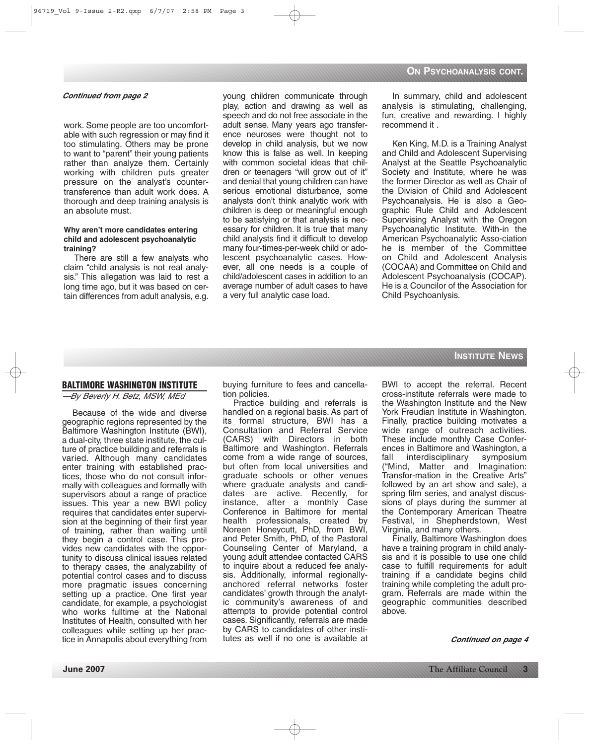## On Psychoanalysis cont.

***Continued from page 2***

work. Some people are too uncomfortable with such regression or may find it too stimulating. Others may be prone to want to "parent" their young patients rather than analyze them. Certainly working with children puts greater pressure on the analyst's countertransference than adult work does. A thorough and deep training analysis is an absolute must.

**Why aren't more candidates entering child and adolescent psychoanalytic training?**

There are still a few analysts who claim "child analysis is not real analysis." This allegation was laid to rest a long time ago, but it was based on certain differences from adult analysis, e.g. young children communicate through play, action and drawing as well as speech and do not free associate in the adult sense. Many years ago transference neuroses were thought not to develop in child analysis, but we now know this is false as well. In keeping with common societal ideas that children or teenagers "will grow out of it" and denial that young children can have serious emotional disturbance, some analysts don't think analytic work with children is deep or meaningful enough to be satisfying or that analysis is necessary for children. It is true that many child analysts find it difficult to develop many four-times-per-week child or adolescent psychoanalytic cases. However, all one needs is a couple of child/adolescent cases in addition to an average number of adult cases to have a very full analytic case load.

In summary, child and adolescent analysis is stimulating, challenging, fun, creative and rewarding. I highly recommend it .

Ken King, M.D. is a Training Analyst and Child and Adolescent Supervising Analyst at the Seattle Psychoanalytic Society and Institute, where he was the former Director as well as Chair of the Division of Child and Adolescent Psychoanalysis. He is also a Geographic Rule Child and Adolescent Supervising Analyst with the Oregon Psychoanalytic Institute. With-in the American Psychoanalytic Asso-ciation he is member of the Committee on Child and Adolescent Analysis (COCAA) and Committee on Child and Adolescent Psychoanalysis (COCAP). He is a Councilor of the Association for Child Psychoanlysis.

## Institute News

### BALTIMORE WASHINGTON INSTITUTE

*—By Beverly H. Betz, MSW, MEd*

Because of the wide and diverse geographic regions represented by the Baltimore Washington Institute (BWI), a dual-city, three state institute, the culture of practice building and referrals is varied. Although many candidates enter training with established practices, those who do not consult informally with colleagues and formally with supervisors about a range of practice issues. This year a new BWI policy requires that candidates enter supervision at the beginning of their first year of training, rather than waiting until they begin a control case. This provides new candidates with the opportunity to discuss clinical issues related to therapy cases, the analyzability of potential control cases and to discuss more pragmatic issues concerning setting up a practice. One first year candidate, for example, a psychologist who works fulltime at the National Institutes of Health, consulted with her colleagues while setting up her practice in Annapolis about everything from buying furniture to fees and cancellation policies.

Practice building and referrals is handled on a regional basis. As part of its formal structure, BWI has a Consultation and Referral Service (CARS) with Directors in both Baltimore and Washington. Referrals come from a wide range of sources, but often from local universities and graduate schools or other venues where graduate analysts and candidates are active. Recently, for instance, after a monthly Case Conference in Baltimore for mental health professionals, created by Noreen Honeycutt, PhD, from BWI, and Peter Smith, PhD, of the Pastoral Counseling Center of Maryland, a young adult attendee contacted CARS to inquire about a reduced fee analysis. Additionally, informal regionally-anchored referral networks foster candidates' growth through the analytic community's awareness of and attempts to provide potential control cases. Significantly, referrals are made by CARS to candidates of other institutes as well if no one is available at BWI to accept the referral. Recent cross-institute referrals were made to the Washington Institute and the New York Freudian Institute in Washington. Finally, practice building motivates a wide range of outreach activities. These include monthly Case Conferences in Baltimore and Washington, a fall interdisciplinary symposium ("Mind, Matter and Imagination: Transfor-mation in the Creative Arts" followed by an art show and sale), a spring film series, and analyst discussions of plays during the summer at the Contemporary American Theatre Festival, in Shepherdstown, West Virginia, and many others.

Finally, Baltimore Washington does have a training program in child analysis and it is possible to use one child case to fulfill requirements for adult training if a candidate begins child training while completing the adult program. Referrals are made within the geographic communities described above.

***Continued on page 4***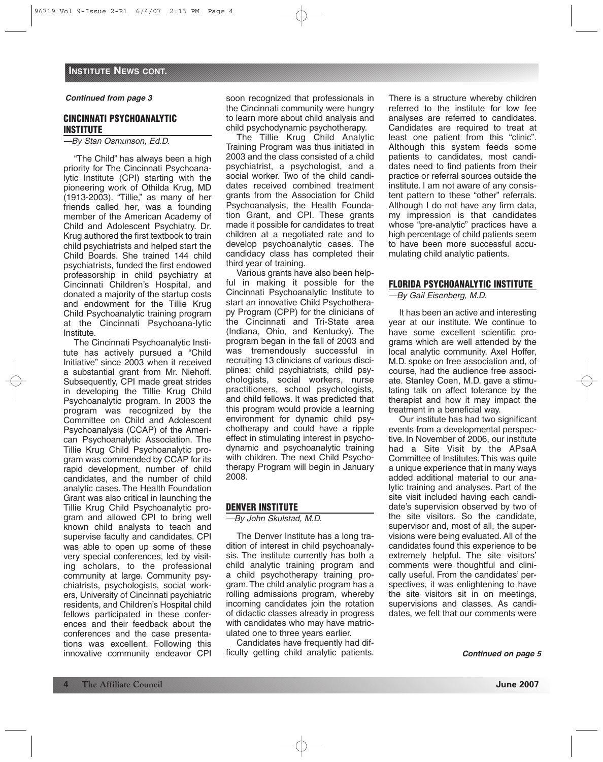## INSTITUTE NEWS CONT.

*Continued from page 3*

### CINCINNATI PSYCHOANALYTIC INSTITUTE

*—By Stan Osmunson, Ed.D.*

"The Child" has always been a high priority for The Cincinnati Psychoanalytic Institute (CPI) starting with the pioneering work of Othilda Krug, MD (1913-2003). "Tillie," as many of her friends called her, was a founding member of the American Academy of Child and Adolescent Psychiatry. Dr. Krug authored the first textbook to train child psychiatrists and helped start the Child Boards. She trained 144 child psychiatrists, funded the first endowed professorship in child psychiatry at Cincinnati Children's Hospital, and donated a majority of the startup costs and endowment for the Tillie Krug Child Psychoanalytic training program at the Cincinnati Psychoanalytic Institute.

The Cincinnati Psychoanalytic Institute has actively pursued a "Child Initiative" since 2003 when it received a substantial grant from Mr. Niehoff. Subsequently, CPI made great strides in developing the Tillie Krug Child Psychoanalytic program. In 2003 the program was recognized by the Committee on Child and Adolescent Psychoanalysis (CCAP) of the American Psychoanalytic Association. The Tillie Krug Child Psychoanalytic program was commended by CCAP for its rapid development, number of child candidates, and the number of child analytic cases. The Health Foundation Grant was also critical in launching the Tillie Krug Child Psychoanalytic program and allowed CPI to bring well known child analysts to teach and supervise faculty and candidates. CPI was able to open up some of these very special conferences, led by visiting scholars, to the professional community at large. Community psychiatrists, psychologists, social workers, University of Cincinnati psychiatric residents, and Children's Hospital child fellows participated in these conferences and their feedback about the conferences and the case presentations was excellent. Following this innovative community endeavor CPI soon recognized that professionals in the Cincinnati community were hungry to learn more about child analysis and child psychodynamic psychotherapy.

The Tillie Krug Child Analytic Training Program was thus initiated in 2003 and the class consisted of a child psychiatrist, a psychologist, and a social worker. Two of the child candidates received combined treatment grants from the Association for Child Psychoanalysis, the Health Foundation Grant, and CPI. These grants made it possible for candidates to treat children at a negotiated rate and to develop psychoanalytic cases. The candidacy class has completed their third year of training.

Various grants have also been helpful in making it possible for the Cincinnati Psychoanalytic Institute to start an innovative Child Psychotherapy Program (CPP) for the clinicians of the Cincinnati and Tri-State area (Indiana, Ohio, and Kentucky). The program began in the fall of 2003 and was tremendously successful in recruiting 13 clinicians of various disciplines: child psychiatrists, child psychologists, social workers, nurse practitioners, school psychologists, and child fellows. It was predicted that this program would provide a learning environment for dynamic child psychotherapy and could have a ripple effect in stimulating interest in psychodynamic and psychoanalytic training with children. The next Child Psychotherapy Program will begin in January 2008.

### DENVER INSTITUTE

*—By John Skulstad, M.D.*

The Denver Institute has a long tradition of interest in child psychoanalysis. The institute currently has both a child analytic training program and a child psychotherapy training program. The child analytic program has a rolling admissions program, whereby incoming candidates join the rotation of didactic classes already in progress with candidates who may have matriculated one to three years earlier.

Candidates have frequently had difficulty getting child analytic patients. There is a structure whereby children referred to the institute for low fee analyses are referred to candidates. Candidates are required to treat at least one patient from this "clinic". Although this system feeds some patients to candidates, most candidates need to find patients from their practice or referral sources outside the institute. I am not aware of any consistent pattern to these "other" referrals. Although I do not have any firm data, my impression is that candidates whose "pre-analytic" practices have a high percentage of child patients seem to have been more successful accumulating child analytic patients.

### FLORIDA PSYCHOANALYTIC INSTITUTE

*—By Gail Eisenberg, M.D.*

It has been an active and interesting year at our institute. We continue to have some excellent scientific programs which are well attended by the local analytic community. Axel Hoffer, M.D. spoke on free association and, of course, had the audience free associate. Stanley Coen, M.D. gave a stimulating talk on affect tolerance by the therapist and how it may impact the treatment in a beneficial way.

Our institute has had two significant events from a developmental perspective. In November of 2006, our institute had a Site Visit by the APsaA Committee of Institutes. This was quite a unique experience that in many ways added additional material to our analytic training and analyses. Part of the site visit included having each candidate's supervision observed by two of the site visitors. So the candidate, supervisor and, most of all, the supervisions were being evaluated. All of the candidates found this experience to be extremely helpful. The site visitors' comments were thoughtful and clinically useful. From the candidates' perspectives, it was enlightening to have the site visitors sit in on meetings, supervisions and classes. As candidates, we felt that our comments were

*Continued on page 5*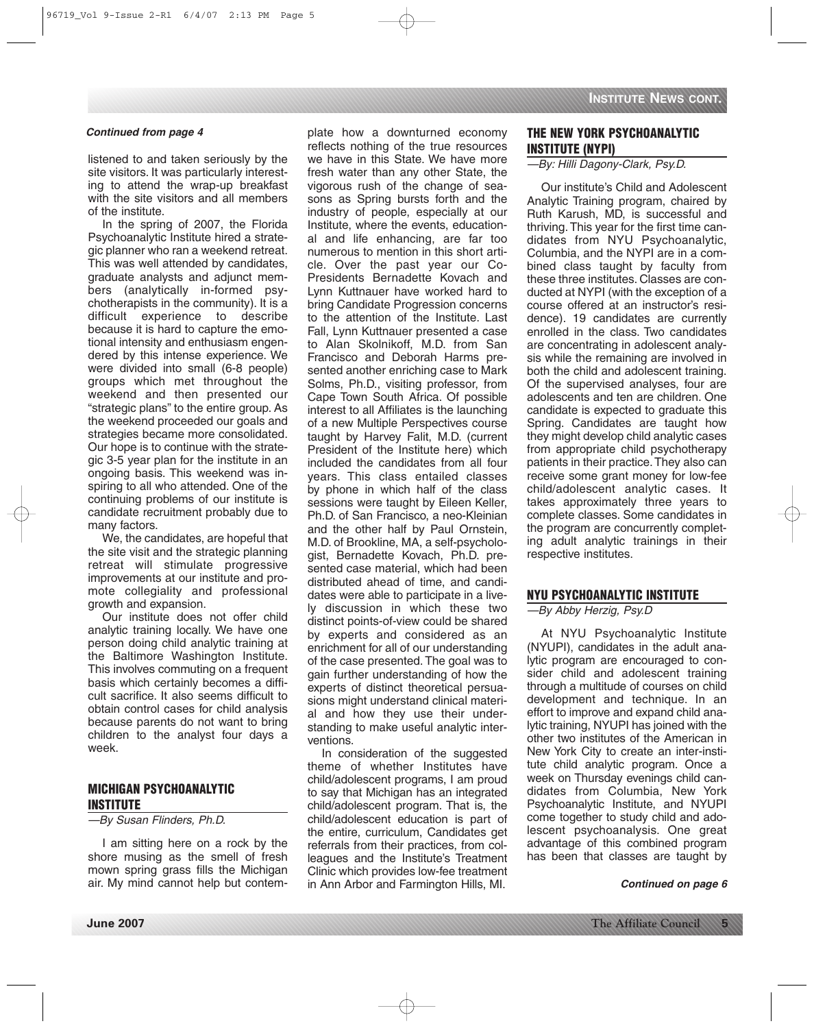***Continued from page 4***

listened to and taken seriously by the site visitors. It was particularly interesting to attend the wrap-up breakfast with the site visitors and all members of the institute.

In the spring of 2007, the Florida Psychoanalytic Institute hired a strategic planner who ran a weekend retreat. This was well attended by candidates, graduate analysts and adjunct members (analytically in-formed psychotherapists in the community). It is a difficult experience to describe because it is hard to capture the emotional intensity and enthusiasm engendered by this intense experience. We were divided into small (6-8 people) groups which met throughout the weekend and then presented our "strategic plans" to the entire group. As the weekend proceeded our goals and strategies became more consolidated. Our hope is to continue with the strategic 3-5 year plan for the institute in an ongoing basis. This weekend was inspiring to all who attended. One of the continuing problems of our institute is candidate recruitment probably due to many factors.

We, the candidates, are hopeful that the site visit and the strategic planning retreat will stimulate progressive improvements at our institute and promote collegiality and professional growth and expansion.

Our institute does not offer child analytic training locally. We have one person doing child analytic training at the Baltimore Washington Institute. This involves commuting on a frequent basis which certainly becomes a difficult sacrifice. It also seems difficult to obtain control cases for child analysis because parents do not want to bring children to the analyst four days a week.

## MICHIGAN PSYCHOANALYTIC INSTITUTE

*—By Susan Flinders, Ph.D.*

I am sitting here on a rock by the shore musing as the smell of fresh mown spring grass fills the Michigan air. My mind cannot help but contemplate how a downturned economy reflects nothing of the true resources we have in this State. We have more fresh water than any other State, the vigorous rush of the change of seasons as Spring bursts forth and the industry of people, especially at our Institute, where the events, educational and life enhancing, are far too numerous to mention in this short article. Over the past year our Co-Presidents Bernadette Kovach and Lynn Kuttnauer have worked hard to bring Candidate Progression concerns to the attention of the Institute. Last Fall, Lynn Kuttnauer presented a case to Alan Skolnikoff, M.D. from San Francisco and Deborah Harms presented another enriching case to Mark Solms, Ph.D., visiting professor, from Cape Town South Africa. Of possible interest to all Affiliates is the launching of a new Multiple Perspectives course taught by Harvey Falit, M.D. (current President of the Institute here) which included the candidates from all four years. This class entailed classes by phone in which half of the class sessions were taught by Eileen Keller, Ph.D. of San Francisco, a neo-Kleinian and the other half by Paul Ornstein, M.D. of Brookline, MA, a self-psychologist, Bernadette Kovach, Ph.D. presented case material, which had been distributed ahead of time, and candidates were able to participate in a lively discussion in which these two distinct points-of-view could be shared by experts and considered as an enrichment for all of our understanding of the case presented. The goal was to gain further understanding of how the experts of distinct theoretical persuasions might understand clinical material and how they use their understanding to make useful analytic interventions.

In consideration of the suggested theme of whether Institutes have child/adolescent programs, I am proud to say that Michigan has an integrated child/adolescent program. That is, the child/adolescent education is part of the entire, curriculum, Candidates get referrals from their practices, from colleagues and the Institute's Treatment Clinic which provides low-fee treatment in Ann Arbor and Farmington Hills, MI.

## THE NEW YORK PSYCHOANALYTIC INSTITUTE (NYPI)

*—By: Hilli Dagony-Clark, Psy.D.*

Our institute's Child and Adolescent Analytic Training program, chaired by Ruth Karush, MD, is successful and thriving. This year for the first time candidates from NYU Psychoanalytic, Columbia, and the NYPI are in a combined class taught by faculty from these three institutes. Classes are conducted at NYPI (with the exception of a course offered at an instructor's residence). 19 candidates are currently enrolled in the class. Two candidates are concentrating in adolescent analysis while the remaining are involved in both the child and adolescent training. Of the supervised analyses, four are adolescents and ten are children. One candidate is expected to graduate this Spring. Candidates are taught how they might develop child analytic cases from appropriate child psychotherapy patients in their practice. They also can receive some grant money for low-fee child/adolescent analytic cases. It takes approximately three years to complete classes. Some candidates in the program are concurrently completing adult analytic trainings in their respective institutes.

## NYU PSYCHOANALYTIC INSTITUTE

*—By Abby Herzig, Psy.D*

At NYU Psychoanalytic Institute (NYUPI), candidates in the adult analytic program are encouraged to consider child and adolescent training through a multitude of courses on child development and technique. In an effort to improve and expand child analytic training, NYUPI has joined with the other two institutes of the American in New York City to create an inter-institute child analytic program. Once a week on Thursday evenings child candidates from Columbia, New York Psychoanalytic Institute, and NYUPI come together to study child and adolescent psychoanalysis. One great advantage of this combined program has been that classes are taught by

***Continued on page 6***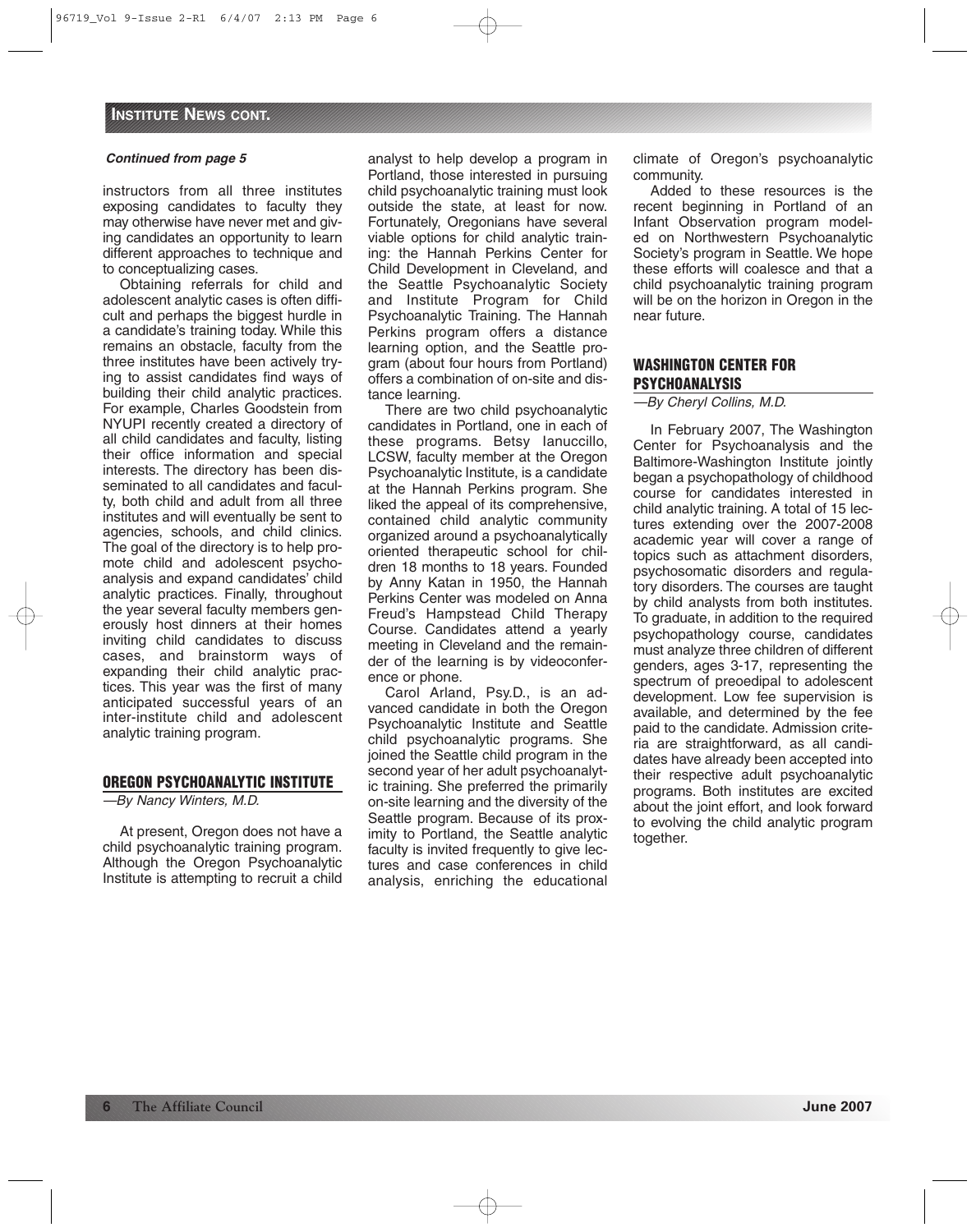## INSTITUTE NEWS CONT.

***Continued from page 5***

instructors from all three institutes exposing candidates to faculty they may otherwise have never met and giving candidates an opportunity to learn different approaches to technique and to conceptualizing cases.

Obtaining referrals for child and adolescent analytic cases is often difficult and perhaps the biggest hurdle in a candidate's training today. While this remains an obstacle, faculty from the three institutes have been actively trying to assist candidates find ways of building their child analytic practices. For example, Charles Goodstein from NYUPI recently created a directory of all child candidates and faculty, listing their office information and special interests. The directory has been disseminated to all candidates and faculty, both child and adult from all three institutes and will eventually be sent to agencies, schools, and child clinics. The goal of the directory is to help promote child and adolescent psychoanalysis and expand candidates' child analytic practices. Finally, throughout the year several faculty members generously host dinners at their homes inviting child candidates to discuss cases, and brainstorm ways of expanding their child analytic practices. This year was the first of many anticipated successful years of an inter-institute child and adolescent analytic training program.

### OREGON PSYCHOANALYTIC INSTITUTE

*—By Nancy Winters, M.D.*

At present, Oregon does not have a child psychoanalytic training program. Although the Oregon Psychoanalytic Institute is attempting to recruit a child analyst to help develop a program in Portland, those interested in pursuing child psychoanalytic training must look outside the state, at least for now. Fortunately, Oregonians have several viable options for child analytic training: the Hannah Perkins Center for Child Development in Cleveland, and the Seattle Psychoanalytic Society and Institute Program for Child Psychoanalytic Training. The Hannah Perkins program offers a distance learning option, and the Seattle program (about four hours from Portland) offers a combination of on-site and distance learning.

There are two child psychoanalytic candidates in Portland, one in each of these programs. Betsy Ianuccillo, LCSW, faculty member at the Oregon Psychoanalytic Institute, is a candidate at the Hannah Perkins program. She liked the appeal of its comprehensive, contained child analytic community organized around a psychoanalytically oriented therapeutic school for children 18 months to 18 years. Founded by Anny Katan in 1950, the Hannah Perkins Center was modeled on Anna Freud's Hampstead Child Therapy Course. Candidates attend a yearly meeting in Cleveland and the remainder of the learning is by videoconference or phone.

Carol Arland, Psy.D., is an advanced candidate in both the Oregon Psychoanalytic Institute and Seattle child psychoanalytic programs. She joined the Seattle child program in the second year of her adult psychoanalytic training. She preferred the primarily on-site learning and the diversity of the Seattle program. Because of its proximity to Portland, the Seattle analytic faculty is invited frequently to give lectures and case conferences in child analysis, enriching the educational climate of Oregon's psychoanalytic community.

Added to these resources is the recent beginning in Portland of an Infant Observation program modeled on Northwestern Psychoanalytic Society's program in Seattle. We hope these efforts will coalesce and that a child psychoanalytic training program will be on the horizon in Oregon in the near future.

### WASHINGTON CENTER FOR PSYCHOANALYSIS

*—By Cheryl Collins, M.D.*

In February 2007, The Washington Center for Psychoanalysis and the Baltimore-Washington Institute jointly began a psychopathology of childhood course for candidates interested in child analytic training. A total of 15 lectures extending over the 2007-2008 academic year will cover a range of topics such as attachment disorders, psychosomatic disorders and regulatory disorders. The courses are taught by child analysts from both institutes. To graduate, in addition to the required psychopathology course, candidates must analyze three children of different genders, ages 3-17, representing the spectrum of preoedipal to adolescent development. Low fee supervision is available, and determined by the fee paid to the candidate. Admission criteria are straightforward, as all candidates have already been accepted into their respective adult psychoanalytic programs. Both institutes are excited about the joint effort, and look forward to evolving the child analytic program together.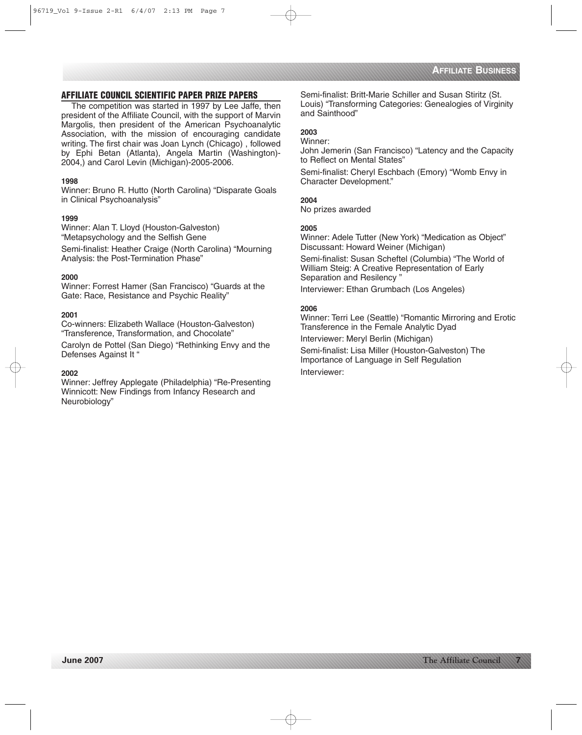## AFFILIATE COUNCIL SCIENTIFIC PAPER PRIZE PAPERS

The competition was started in 1997 by Lee Jaffe, then president of the Affiliate Council, with the support of Marvin Margolis, then president of the American Psychoanalytic Association, with the mission of encouraging candidate writing. The first chair was Joan Lynch (Chicago) , followed by Ephi Betan (Atlanta), Angela Martin (Washington)-2004,) and Carol Levin (Michigan)-2005-2006.

**1998**

Winner: Bruno R. Hutto (North Carolina) "Disparate Goals in Clinical Psychoanalysis"

**1999**

Winner: Alan T. Lloyd (Houston-Galveston) "Metapsychology and the Selfish Gene

Semi-finalist: Heather Craige (North Carolina) "Mourning Analysis: the Post-Termination Phase"

**2000**

Winner: Forrest Hamer (San Francisco) "Guards at the Gate: Race, Resistance and Psychic Reality"

**2001**

Co-winners: Elizabeth Wallace (Houston-Galveston) "Transference, Transformation, and Chocolate"

Carolyn de Pottel (San Diego) "Rethinking Envy and the Defenses Against It "

**2002**

Winner: Jeffrey Applegate (Philadelphia) "Re-Presenting Winnicott: New Findings from Infancy Research and Neurobiology"

Semi-finalist: Britt-Marie Schiller and Susan Stiritz (St. Louis) "Transforming Categories: Genealogies of Virginity and Sainthood"

**2003**

Winner:

John Jemerin (San Francisco) "Latency and the Capacity to Reflect on Mental States"

Semi-finalist: Cheryl Eschbach (Emory) "Womb Envy in Character Development."

**2004**

No prizes awarded

**2005**

Winner: Adele Tutter (New York) "Medication as Object" Discussant: Howard Weiner (Michigan)

Semi-finalist: Susan Scheftel (Columbia) "The World of William Steig: A Creative Representation of Early Separation and Resiliency "

Interviewer: Ethan Grumbach (Los Angeles)

**2006**

Winner: Terri Lee (Seattle) "Romantic Mirroring and Erotic Transference in the Female Analytic Dyad

Interviewer: Meryl Berlin (Michigan)

Semi-finalist: Lisa Miller (Houston-Galveston) The Importance of Language in Self Regulation

Interviewer: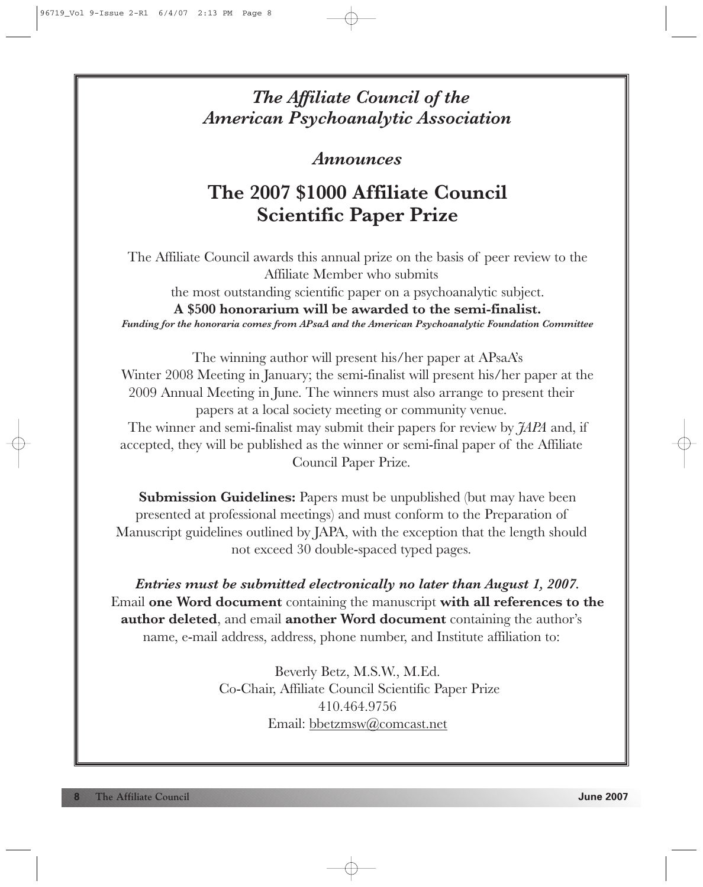*The Affiliate Council of the American Psychoanalytic Association*

*Announces*

# The 2007 $1000 Affiliate Council Scientific Paper Prize

The Affiliate Council awards this annual prize on the basis of peer review to the Affiliate Member who submits the most outstanding scientific paper on a psychoanalytic subject.

**A $500 honorarium will be awarded to the semi-finalist.**

***Funding for the honoraria comes from APsaA and the American Psychoanalytic Foundation Committee***

The winning author will present his/her paper at APsaA's Winter 2008 Meeting in January; the semi-finalist will present his/her paper at the 2009 Annual Meeting in June. The winners must also arrange to present their papers at a local society meeting or community venue.

The winner and semi-finalist may submit their papers for review by *JAPA* and, if accepted, they will be published as the winner or semi-final paper of the Affiliate Council Paper Prize.

**Submission Guidelines:** Papers must be unpublished (but may have been presented at professional meetings) and must conform to the Preparation of Manuscript guidelines outlined by JAPA, with the exception that the length should not exceed 30 double-spaced typed pages.

***Entries must be submitted electronically no later than August 1, 2007.*** Email **one Word document** containing the manuscript **with all references to the author deleted**, and email **another Word document** containing the author's name, e-mail address, address, phone number, and Institute affiliation to:

Beverly Betz, M.S.W., M.Ed.
Co-Chair, Affiliate Council Scientific Paper Prize
410.464.9756
Email: bbetzmsw@comcast.net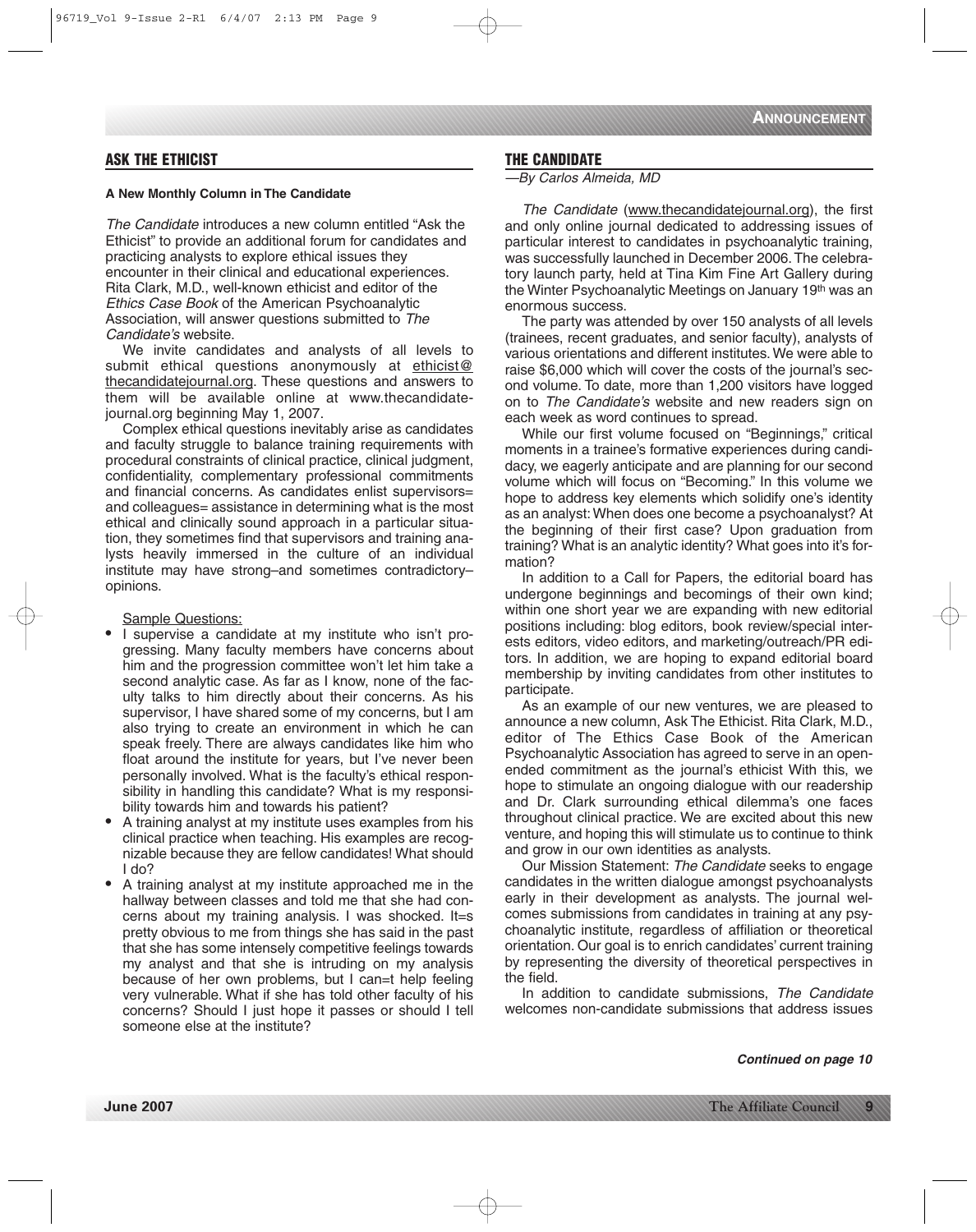## ASK THE ETHICIST

**A New Monthly Column in The Candidate**

*The Candidate* introduces a new column entitled "Ask the Ethicist" to provide an additional forum for candidates and practicing analysts to explore ethical issues they encounter in their clinical and educational experiences. Rita Clark, M.D., well-known ethicist and editor of the *Ethics Case Book* of the American Psychoanalytic Association, will answer questions submitted to *The Candidate's* website.

We invite candidates and analysts of all levels to submit ethical questions anonymously at ethicist@thecandidatejournal.org. These questions and answers to them will be available online at www.thecandidatejournal.org beginning May 1, 2007.

Complex ethical questions inevitably arise as candidates and faculty struggle to balance training requirements with procedural constraints of clinical practice, clinical judgment, confidentiality, complementary professional commitments and financial concerns. As candidates enlist supervisors= and colleagues= assistance in determining what is the most ethical and clinically sound approach in a particular situation, they sometimes find that supervisors and training analysts heavily immersed in the culture of an individual institute may have strong–and sometimes contradictory–opinions.

Sample Questions:

- I supervise a candidate at my institute who isn't progressing. Many faculty members have concerns about him and the progression committee won't let him take a second analytic case. As far as I know, none of the faculty talks to him directly about their concerns. As his supervisor, I have shared some of my concerns, but I am also trying to create an environment in which he can speak freely. There are always candidates like him who float around the institute for years, but I've never been personally involved. What is the faculty's ethical responsibility in handling this candidate? What is my responsibility towards him and towards his patient?
- A training analyst at my institute uses examples from his clinical practice when teaching. His examples are recognizable because they are fellow candidates! What should I do?
- A training analyst at my institute approached me in the hallway between classes and told me that she had concerns about my training analysis. I was shocked. It=s pretty obvious to me from things she has said in the past that she has some intensely competitive feelings towards my analyst and that she is intruding on my analysis because of her own problems, but I can=t help feeling very vulnerable. What if she has told other faculty of his concerns? Should I just hope it passes or should I tell someone else at the institute?

## THE CANDIDATE

*—By Carlos Almeida, MD*

*The Candidate* (www.thecandidatejournal.org), the first and only online journal dedicated to addressing issues of particular interest to candidates in psychoanalytic training, was successfully launched in December 2006. The celebratory launch party, held at Tina Kim Fine Art Gallery during the Winter Psychoanalytic Meetings on January 19th was an enormous success.

The party was attended by over 150 analysts of all levels (trainees, recent graduates, and senior faculty), analysts of various orientations and different institutes. We were able to raise $6,000 which will cover the costs of the journal's second volume. To date, more than 1,200 visitors have logged on to *The Candidate's* website and new readers sign on each week as word continues to spread.

While our first volume focused on "Beginnings," critical moments in a trainee's formative experiences during candidacy, we eagerly anticipate and are planning for our second volume which will focus on "Becoming." In this volume we hope to address key elements which solidify one's identity as an analyst: When does one become a psychoanalyst? At the beginning of their first case? Upon graduation from training? What is an analytic identity? What goes into it's formation?

In addition to a Call for Papers, the editorial board has undergone beginnings and becomings of their own kind; within one short year we are expanding with new editorial positions including: blog editors, book review/special interests editors, video editors, and marketing/outreach/PR editors. In addition, we are hoping to expand editorial board membership by inviting candidates from other institutes to participate.

As an example of our new ventures, we are pleased to announce a new column, Ask The Ethicist. Rita Clark, M.D., editor of The Ethics Case Book of the American Psychoanalytic Association has agreed to serve in an open-ended commitment as the journal's ethicist With this, we hope to stimulate an ongoing dialogue with our readership and Dr. Clark surrounding ethical dilemma's one faces throughout clinical practice. We are excited about this new venture, and hoping this will stimulate us to continue to think and grow in our own identities as analysts.

Our Mission Statement: *The Candidate* seeks to engage candidates in the written dialogue amongst psychoanalysts early in their development as analysts. The journal welcomes submissions from candidates in training at any psychoanalytic institute, regardless of affiliation or theoretical orientation. Our goal is to enrich candidates' current training by representing the diversity of theoretical perspectives in the field.

In addition to candidate submissions, *The Candidate* welcomes non-candidate submissions that address issues

***Continued on page 10***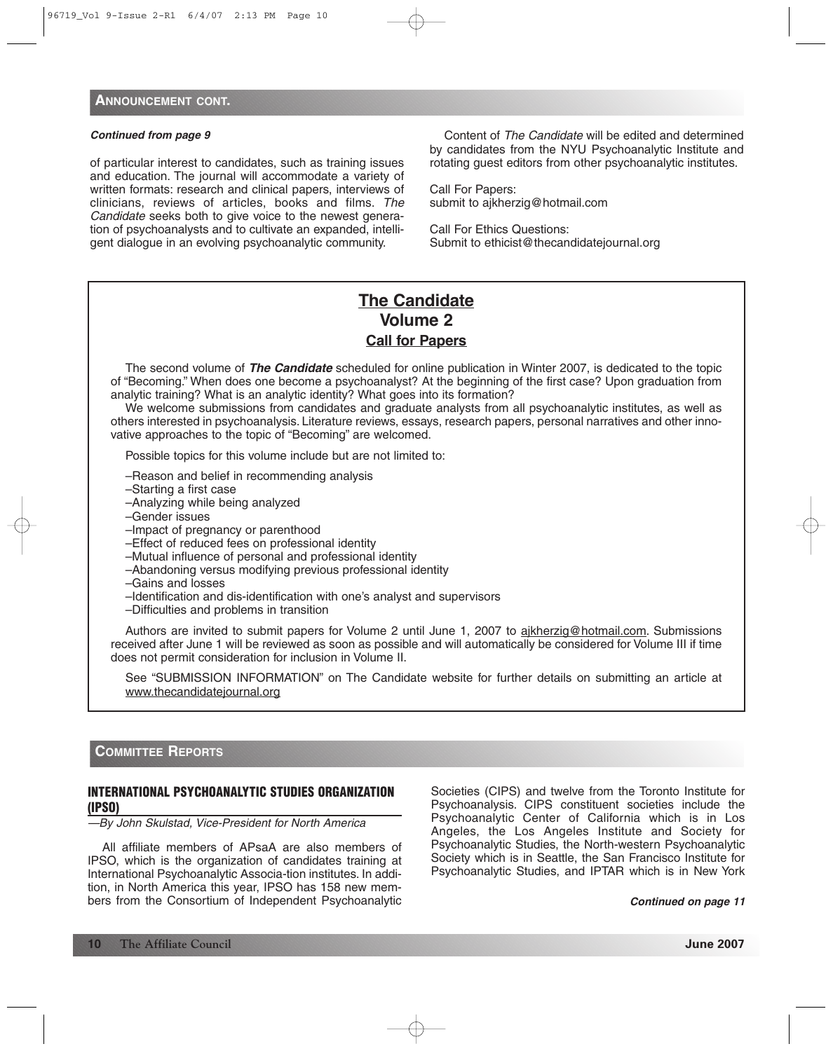## ANNOUNCEMENT CONT.

***Continued from page 9***

of particular interest to candidates, such as training issues and education. The journal will accommodate a variety of written formats: research and clinical papers, interviews of clinicians, reviews of articles, books and films. *The Candidate* seeks both to give voice to the newest generation of psychoanalysts and to cultivate an expanded, intelligent dialogue in an evolving psychoanalytic community.

Content of *The Candidate* will be edited and determined by candidates from the NYU Psychoanalytic Institute and rotating guest editors from other psychoanalytic institutes.

Call For Papers:
submit to ajkherzig@hotmail.com

Call For Ethics Questions:
Submit to ethicist@thecandidatejournal.org

### The Candidate
### Volume 2
### Call for Papers

The second volume of ***The Candidate*** scheduled for online publication in Winter 2007, is dedicated to the topic of "Becoming." When does one become a psychoanalyst? At the beginning of the first case? Upon graduation from analytic training? What is an analytic identity? What goes into its formation?

We welcome submissions from candidates and graduate analysts from all psychoanalytic institutes, as well as others interested in psychoanalysis. Literature reviews, essays, research papers, personal narratives and other innovative approaches to the topic of "Becoming" are welcomed.

Possible topics for this volume include but are not limited to:

–Reason and belief in recommending analysis
–Starting a first case
–Analyzing while being analyzed
–Gender issues
–Impact of pregnancy or parenthood
–Effect of reduced fees on professional identity
–Mutual influence of personal and professional identity
–Abandoning versus modifying previous professional identity
–Gains and losses
–Identification and dis-identification with one's analyst and supervisors
–Difficulties and problems in transition

Authors are invited to submit papers for Volume 2 until June 1, 2007 to ajkherzig@hotmail.com. Submissions received after June 1 will be reviewed as soon as possible and will automatically be considered for Volume III if time does not permit consideration for inclusion in Volume II.

See "SUBMISSION INFORMATION" on The Candidate website for further details on submitting an article at www.thecandidatejournal.org

## COMMITTEE REPORTS

### INTERNATIONAL PSYCHOANALYTIC STUDIES ORGANIZATION (IPSO)

*—By John Skulstad, Vice-President for North America*

All affiliate members of APsaA are also members of IPSO, which is the organization of candidates training at International Psychoanalytic Associa-tion institutes. In addition, in North America this year, IPSO has 158 new members from the Consortium of Independent Psychoanalytic Societies (CIPS) and twelve from the Toronto Institute for Psychoanalysis. CIPS constituent societies include the Psychoanalytic Center of California which is in Los Angeles, the Los Angeles Institute and Society for Psychoanalytic Studies, the North-western Psychoanalytic Society which is in Seattle, the San Francisco Institute for Psychoanalytic Studies, and IPTAR which is in New York

***Continued on page 11***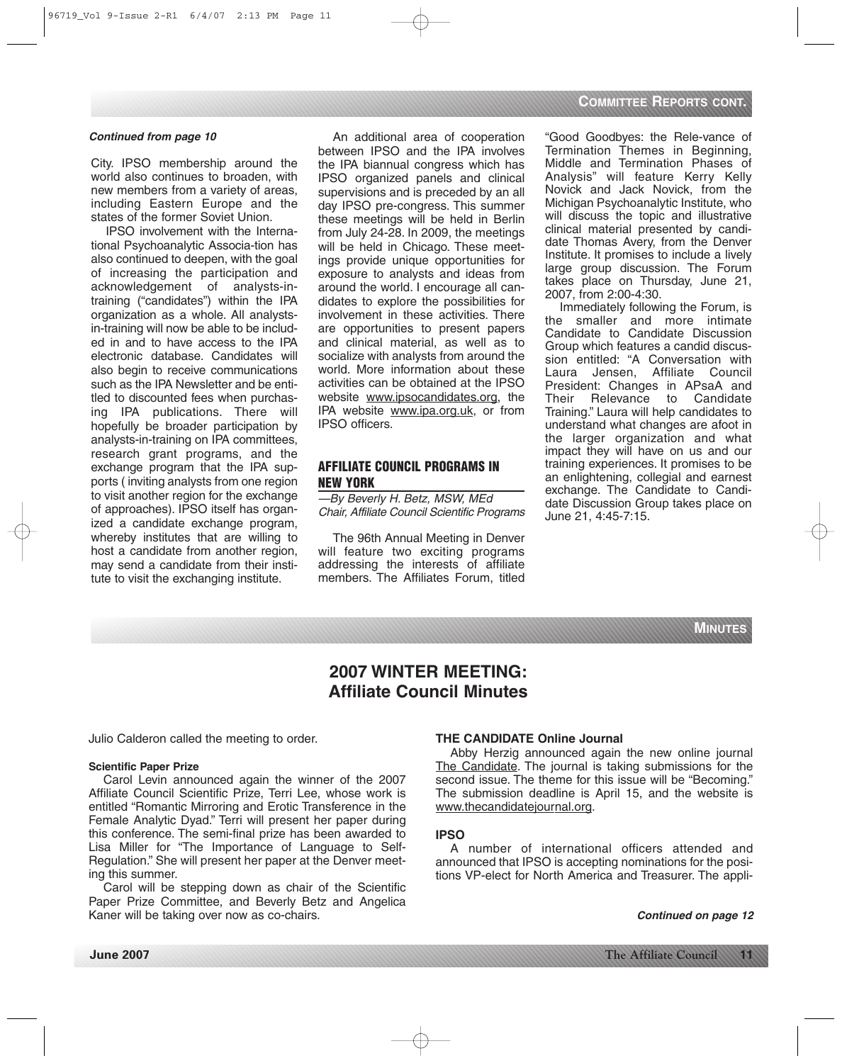## Committee Reports cont.

***Continued from page 10***

City. IPSO membership around the world also continues to broaden, with new members from a variety of areas, including Eastern Europe and the states of the former Soviet Union.

IPSO involvement with the International Psychoanalytic Associa-tion has also continued to deepen, with the goal of increasing the participation and acknowledgement of analysts-in-training ("candidates") within the IPA organization as a whole. All analysts-in-training will now be able to be included in and to have access to the IPA electronic database. Candidates will also begin to receive communications such as the IPA Newsletter and be entitled to discounted fees when purchasing IPA publications. There will hopefully be broader participation by analysts-in-training on IPA committees, research grant programs, and the exchange program that the IPA supports ( inviting analysts from one region to visit another region for the exchange of approaches). IPSO itself has organized a candidate exchange program, whereby institutes that are willing to host a candidate from another region, may send a candidate from their institute to visit the exchanging institute.

An additional area of cooperation between IPSO and the IPA involves the IPA biannual congress which has IPSO organized panels and clinical supervisions and is preceded by an all day IPSO pre-congress. This summer these meetings will be held in Berlin from July 24-28. In 2009, the meetings will be held in Chicago. These meetings provide unique opportunities for exposure to analysts and ideas from around the world. I encourage all candidates to explore the possibilities for involvement in these activities. There are opportunities to present papers and clinical material, as well as to socialize with analysts from around the world. More information about these activities can be obtained at the IPSO website www.ipsocandidates.org, the IPA website www.ipa.org.uk, or from IPSO officers.

### AFFILIATE COUNCIL PROGRAMS IN NEW YORK

*—By Beverly H. Betz, MSW, MEd*
*Chair, Affiliate Council Scientific Programs*

The 96th Annual Meeting in Denver will feature two exciting programs addressing the interests of affiliate members. The Affiliates Forum, titled "Good Goodbyes: the Rele-vance of Termination Themes in Beginning, Middle and Termination Phases of Analysis" will feature Kerry Kelly Novick and Jack Novick, from the Michigan Psychoanalytic Institute, who will discuss the topic and illustrative clinical material presented by candidate Thomas Avery, from the Denver Institute. It promises to include a lively large group discussion. The Forum takes place on Thursday, June 21, 2007, from 2:00-4:30.

Immediately following the Forum, is the smaller and more intimate Candidate to Candidate Discussion Group which features a candid discussion entitled: "A Conversation with Laura Jensen, Affiliate Council President: Changes in APsaA and Their Relevance to Candidate Training." Laura will help candidates to understand what changes are afoot in the larger organization and what impact they will have on us and our training experiences. It promises to be an enlightening, collegial and earnest exchange. The Candidate to Candidate Discussion Group takes place on June 21, 4:45-7:15.

## Minutes

# 2007 WINTER MEETING: Affiliate Council Minutes

Julio Calderon called the meeting to order.

#### Scientific Paper Prize

Carol Levin announced again the winner of the 2007 Affiliate Council Scientific Prize, Terri Lee, whose work is entitled "Romantic Mirroring and Erotic Transference in the Female Analytic Dyad." Terri will present her paper during this conference. The semi-final prize has been awarded to Lisa Miller for "The Importance of Language to Self-Regulation." She will present her paper at the Denver meeting this summer.

Carol will be stepping down as chair of the Scientific Paper Prize Committee, and Beverly Betz and Angelica Kaner will be taking over now as co-chairs.

#### THE CANDIDATE Online Journal

Abby Herzig announced again the new online journal The Candidate. The journal is taking submissions for the second issue. The theme for this issue will be "Becoming." The submission deadline is April 15, and the website is www.thecandidatejournal.org.

#### IPSO

A number of international officers attended and announced that IPSO is accepting nominations for the positions VP-elect for North America and Treasurer. The appli-

***Continued on page 12***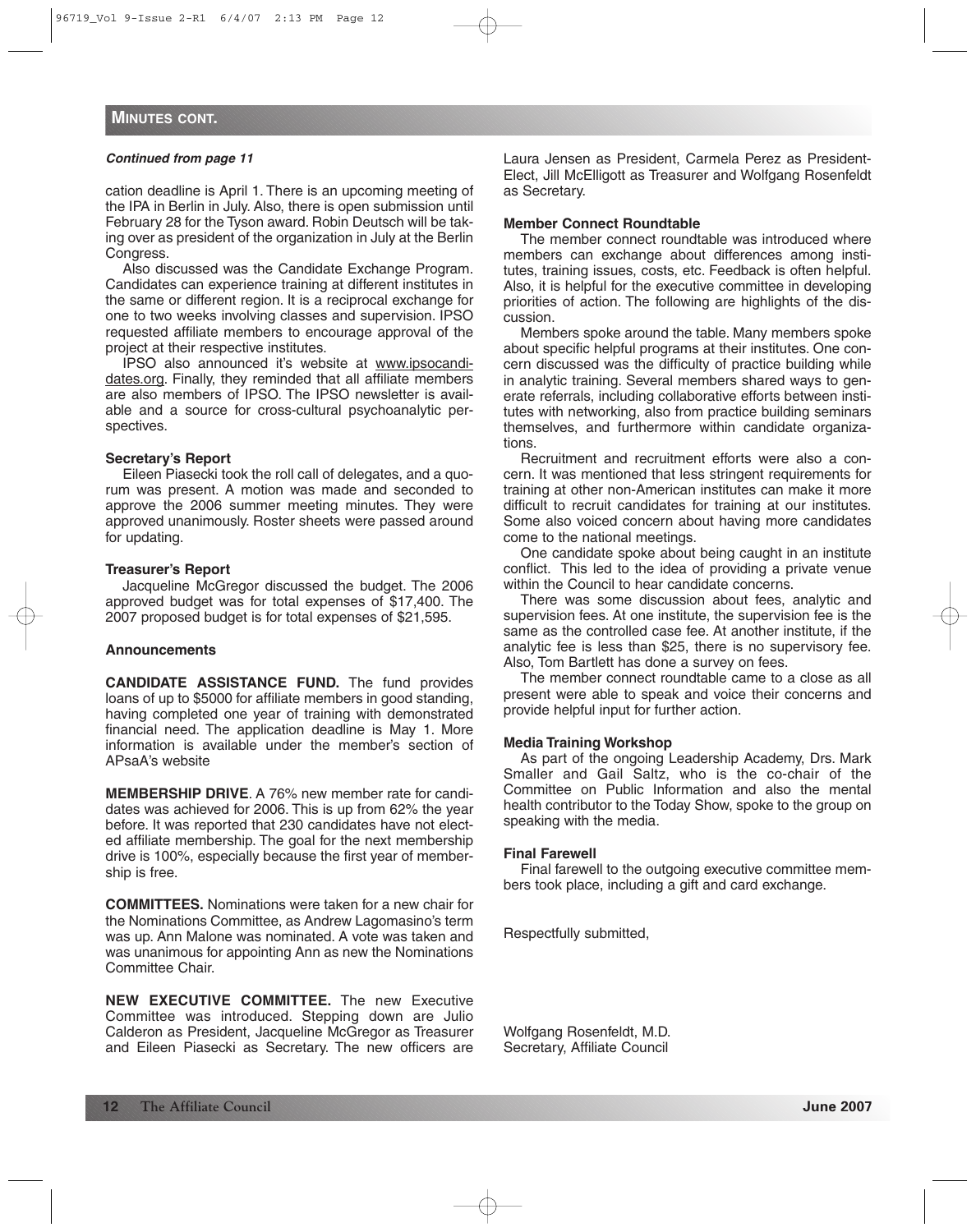## MINUTES CONT.

***Continued from page 11***

cation deadline is April 1. There is an upcoming meeting of the IPA in Berlin in July. Also, there is open submission until February 28 for the Tyson award. Robin Deutsch will be taking over as president of the organization in July at the Berlin Congress.

Also discussed was the Candidate Exchange Program. Candidates can experience training at different institutes in the same or different region. It is a reciprocal exchange for one to two weeks involving classes and supervision. IPSO requested affiliate members to encourage approval of the project at their respective institutes.

IPSO also announced it's website at www.ipsocandidates.org. Finally, they reminded that all affiliate members are also members of IPSO. The IPSO newsletter is available and a source for cross-cultural psychoanalytic perspectives.

**Secretary's Report**

Eileen Piasecki took the roll call of delegates, and a quorum was present. A motion was made and seconded to approve the 2006 summer meeting minutes. They were approved unanimously. Roster sheets were passed around for updating.

**Treasurer's Report**

Jacqueline McGregor discussed the budget. The 2006 approved budget was for total expenses of $17,400. The 2007 proposed budget is for total expenses of $21,595.

**Announcements**

**CANDIDATE ASSISTANCE FUND.** The fund provides loans of up to $5000 for affiliate members in good standing, having completed one year of training with demonstrated financial need. The application deadline is May 1. More information is available under the member's section of APsaA's website

**MEMBERSHIP DRIVE**. A 76% new member rate for candidates was achieved for 2006. This is up from 62% the year before. It was reported that 230 candidates have not elected affiliate membership. The goal for the next membership drive is 100%, especially because the first year of membership is free.

**COMMITTEES.** Nominations were taken for a new chair for the Nominations Committee, as Andrew Lagomasino's term was up. Ann Malone was nominated. A vote was taken and was unanimous for appointing Ann as new the Nominations Committee Chair.

**NEW EXECUTIVE COMMITTEE.** The new Executive Committee was introduced. Stepping down are Julio Calderon as President, Jacqueline McGregor as Treasurer and Eileen Piasecki as Secretary. The new officers are Laura Jensen as President, Carmela Perez as President-Elect, Jill McElligott as Treasurer and Wolfgang Rosenfeldt as Secretary.

**Member Connect Roundtable**

The member connect roundtable was introduced where members can exchange about differences among institutes, training issues, costs, etc. Feedback is often helpful. Also, it is helpful for the executive committee in developing priorities of action. The following are highlights of the discussion.

Members spoke around the table. Many members spoke about specific helpful programs at their institutes. One concern discussed was the difficulty of practice building while in analytic training. Several members shared ways to generate referrals, including collaborative efforts between institutes with networking, also from practice building seminars themselves, and furthermore within candidate organizations.

Recruitment and recruitment efforts were also a concern. It was mentioned that less stringent requirements for training at other non-American institutes can make it more difficult to recruit candidates for training at our institutes. Some also voiced concern about having more candidates come to the national meetings.

One candidate spoke about being caught in an institute conflict. This led to the idea of providing a private venue within the Council to hear candidate concerns.

There was some discussion about fees, analytic and supervision fees. At one institute, the supervision fee is the same as the controlled case fee. At another institute, if the analytic fee is less than $25, there is no supervisory fee. Also, Tom Bartlett has done a survey on fees.

The member connect roundtable came to a close as all present were able to speak and voice their concerns and provide helpful input for further action.

**Media Training Workshop**

As part of the ongoing Leadership Academy, Drs. Mark Smaller and Gail Saltz, who is the co-chair of the Committee on Public Information and also the mental health contributor to the Today Show, spoke to the group on speaking with the media.

**Final Farewell**

Final farewell to the outgoing executive committee members took place, including a gift and card exchange.

Respectfully submitted,

Wolfgang Rosenfeldt, M.D.
Secretary, Affiliate Council